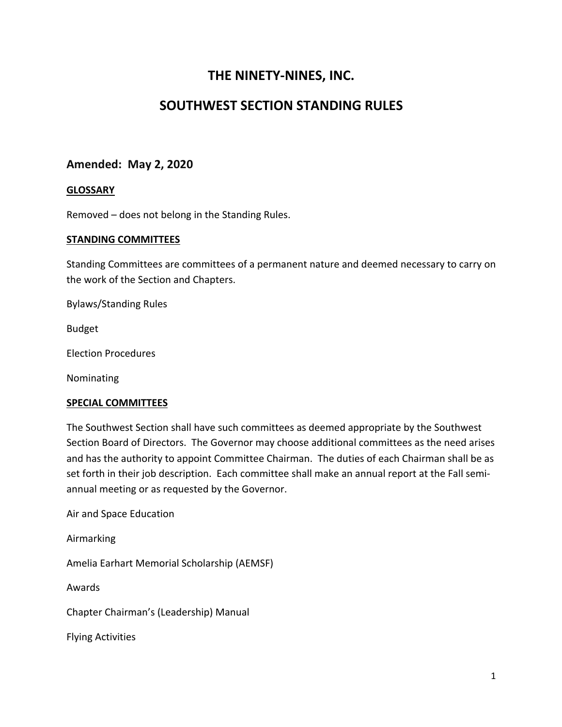# THE NINETY-NINES, INC.

# SOUTHWEST SECTION STANDING RULES

## Amended: May 2, 2020

**GLOSSARY**

Removed – does not belong in the Standing Rules.

**STANDING COMMITTEES**

Standing Committees are committees of a permanent nature and deemed necessary to carry on the work of the Section and Chapters.

Bylaws/Standing Rules

Budget

Election Procedures

Nominating

**SPECIAL COMMITTEES**

The Southwest Section shall have such committees as deemed appropriate by the Southwest Section Board of Directors. The Governor may choose additional committees as the need arises and has the authority to appoint Committee Chairman. The duties of each Chairman shall be as set forth in their job description. Each committee shall make an annual report at the Fall semi-annual meeting or as requested by the Governor.

Air and Space Education

Airmarking

Amelia Earhart Memorial Scholarship (AEMSF)

Awards

Chapter Chairman's (Leadership) Manual

Flying Activities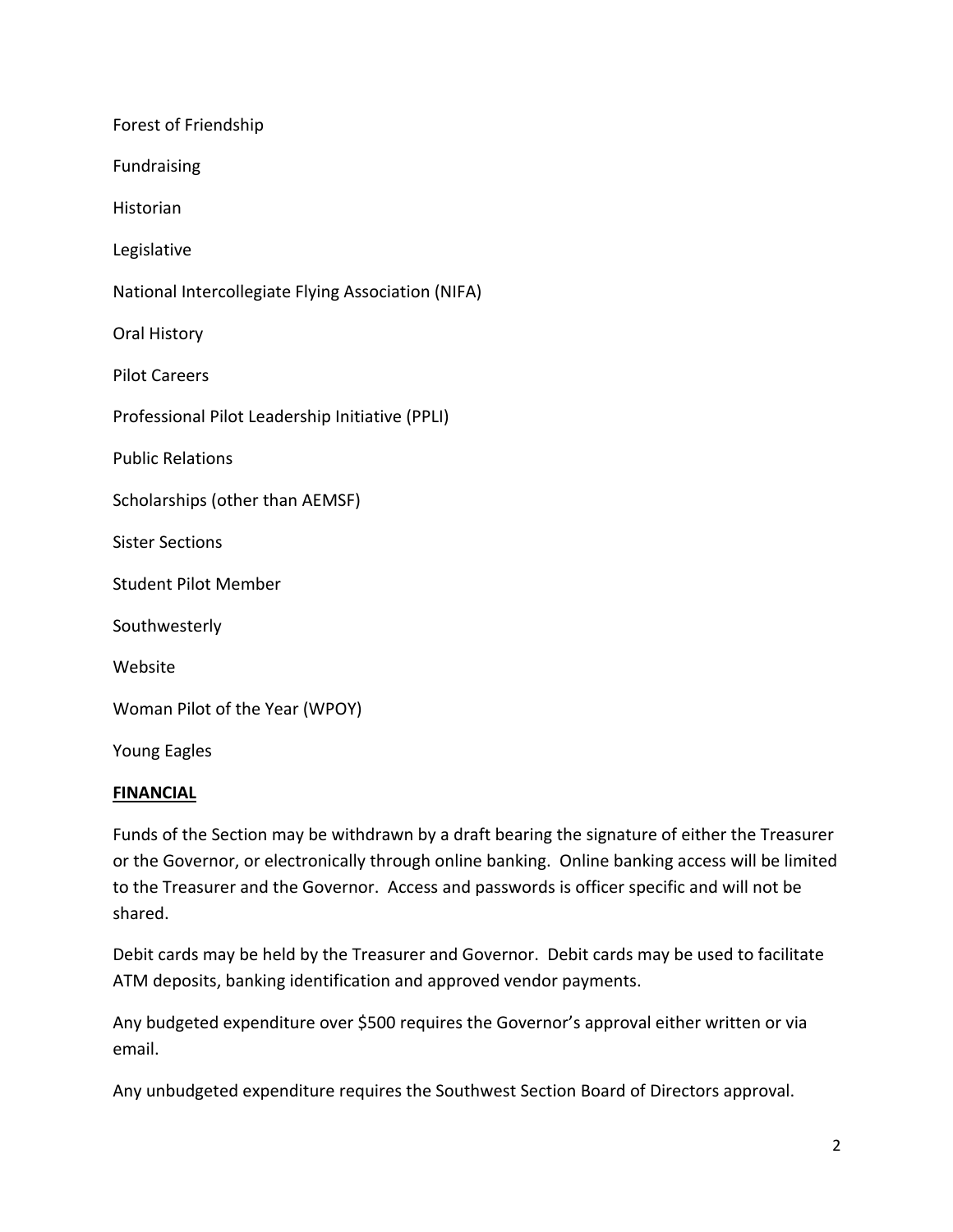Forest of Friendship

Fundraising

Historian

Legislative

National Intercollegiate Flying Association (NIFA)

Oral History

Pilot Careers

Professional Pilot Leadership Initiative (PPLI)

Public Relations

Scholarships (other than AEMSF)

Sister Sections

Student Pilot Member

Southwesterly

Website

Woman Pilot of the Year (WPOY)

Young Eagles

**FINANCIAL**

Funds of the Section may be withdrawn by a draft bearing the signature of either the Treasurer or the Governor, or electronically through online banking. Online banking access will be limited to the Treasurer and the Governor. Access and passwords is officer specific and will not be shared.

Debit cards may be held by the Treasurer and Governor. Debit cards may be used to facilitate ATM deposits, banking identification and approved vendor payments.

Any budgeted expenditure over $500 requires the Governor's approval either written or via email.

Any unbudgeted expenditure requires the Southwest Section Board of Directors approval.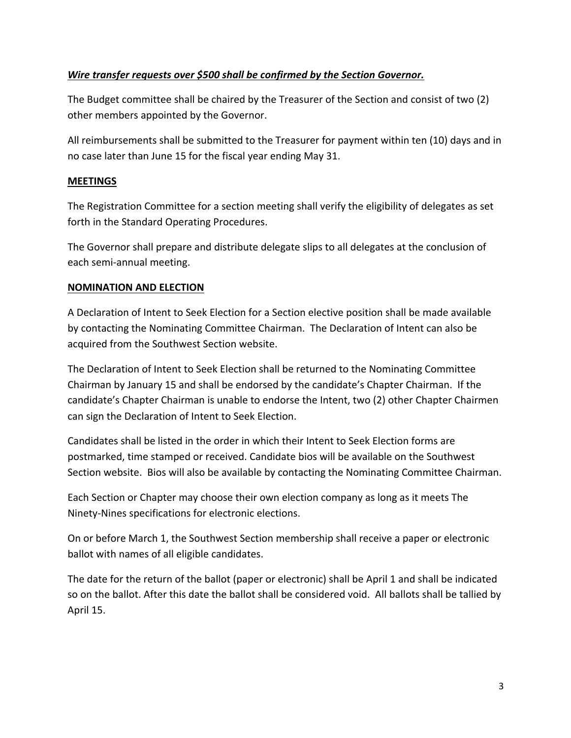***<u>Wire transfer requests over $500 shall be confirmed by the Section Governor.</u>***

The Budget committee shall be chaired by the Treasurer of the Section and consist of two (2) other members appointed by the Governor.

All reimbursements shall be submitted to the Treasurer for payment within ten (10) days and in no case later than June 15 for the fiscal year ending May 31.

## MEETINGS

The Registration Committee for a section meeting shall verify the eligibility of delegates as set forth in the Standard Operating Procedures.

The Governor shall prepare and distribute delegate slips to all delegates at the conclusion of each semi-annual meeting.

## NOMINATION AND ELECTION

A Declaration of Intent to Seek Election for a Section elective position shall be made available by contacting the Nominating Committee Chairman. The Declaration of Intent can also be acquired from the Southwest Section website.

The Declaration of Intent to Seek Election shall be returned to the Nominating Committee Chairman by January 15 and shall be endorsed by the candidate's Chapter Chairman. If the candidate's Chapter Chairman is unable to endorse the Intent, two (2) other Chapter Chairmen can sign the Declaration of Intent to Seek Election.

Candidates shall be listed in the order in which their Intent to Seek Election forms are postmarked, time stamped or received. Candidate bios will be available on the Southwest Section website. Bios will also be available by contacting the Nominating Committee Chairman.

Each Section or Chapter may choose their own election company as long as it meets The Ninety-Nines specifications for electronic elections.

On or before March 1, the Southwest Section membership shall receive a paper or electronic ballot with names of all eligible candidates.

The date for the return of the ballot (paper or electronic) shall be April 1 and shall be indicated so on the ballot. After this date the ballot shall be considered void. All ballots shall be tallied by April 15.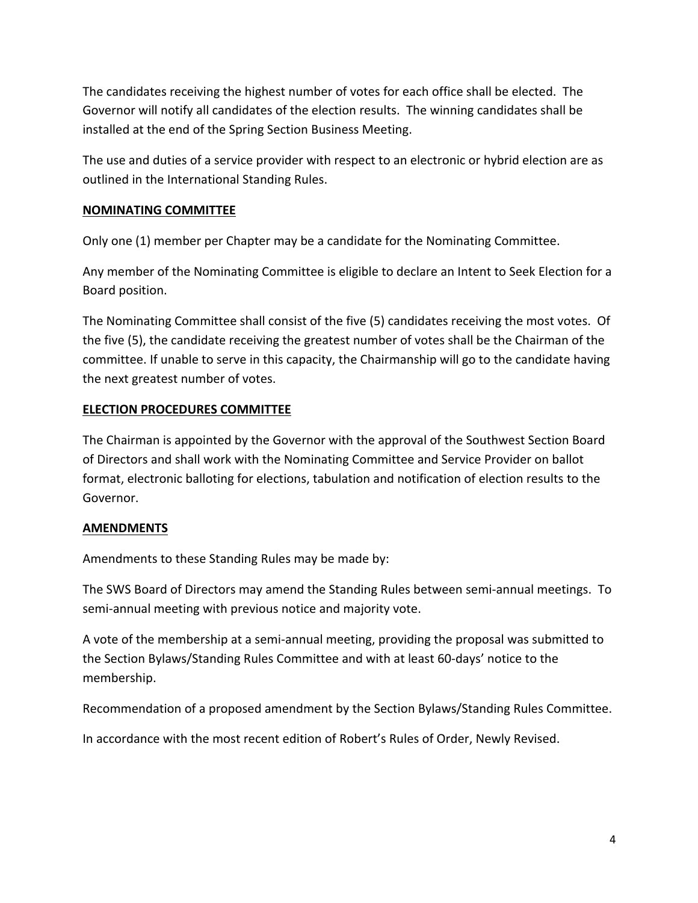The candidates receiving the highest number of votes for each office shall be elected. The Governor will notify all candidates of the election results. The winning candidates shall be installed at the end of the Spring Section Business Meeting.

The use and duties of a service provider with respect to an electronic or hybrid election are as outlined in the International Standing Rules.

**NOMINATING COMMITTEE**

Only one (1) member per Chapter may be a candidate for the Nominating Committee.

Any member of the Nominating Committee is eligible to declare an Intent to Seek Election for a Board position.

The Nominating Committee shall consist of the five (5) candidates receiving the most votes. Of the five (5), the candidate receiving the greatest number of votes shall be the Chairman of the committee. If unable to serve in this capacity, the Chairmanship will go to the candidate having the next greatest number of votes.

**ELECTION PROCEDURES COMMITTEE**

The Chairman is appointed by the Governor with the approval of the Southwest Section Board of Directors and shall work with the Nominating Committee and Service Provider on ballot format, electronic balloting for elections, tabulation and notification of election results to the Governor.

**AMENDMENTS**

Amendments to these Standing Rules may be made by:

The SWS Board of Directors may amend the Standing Rules between semi-annual meetings. To semi-annual meeting with previous notice and majority vote.

A vote of the membership at a semi-annual meeting, providing the proposal was submitted to the Section Bylaws/Standing Rules Committee and with at least 60-days' notice to the membership.

Recommendation of a proposed amendment by the Section Bylaws/Standing Rules Committee.

In accordance with the most recent edition of Robert's Rules of Order, Newly Revised.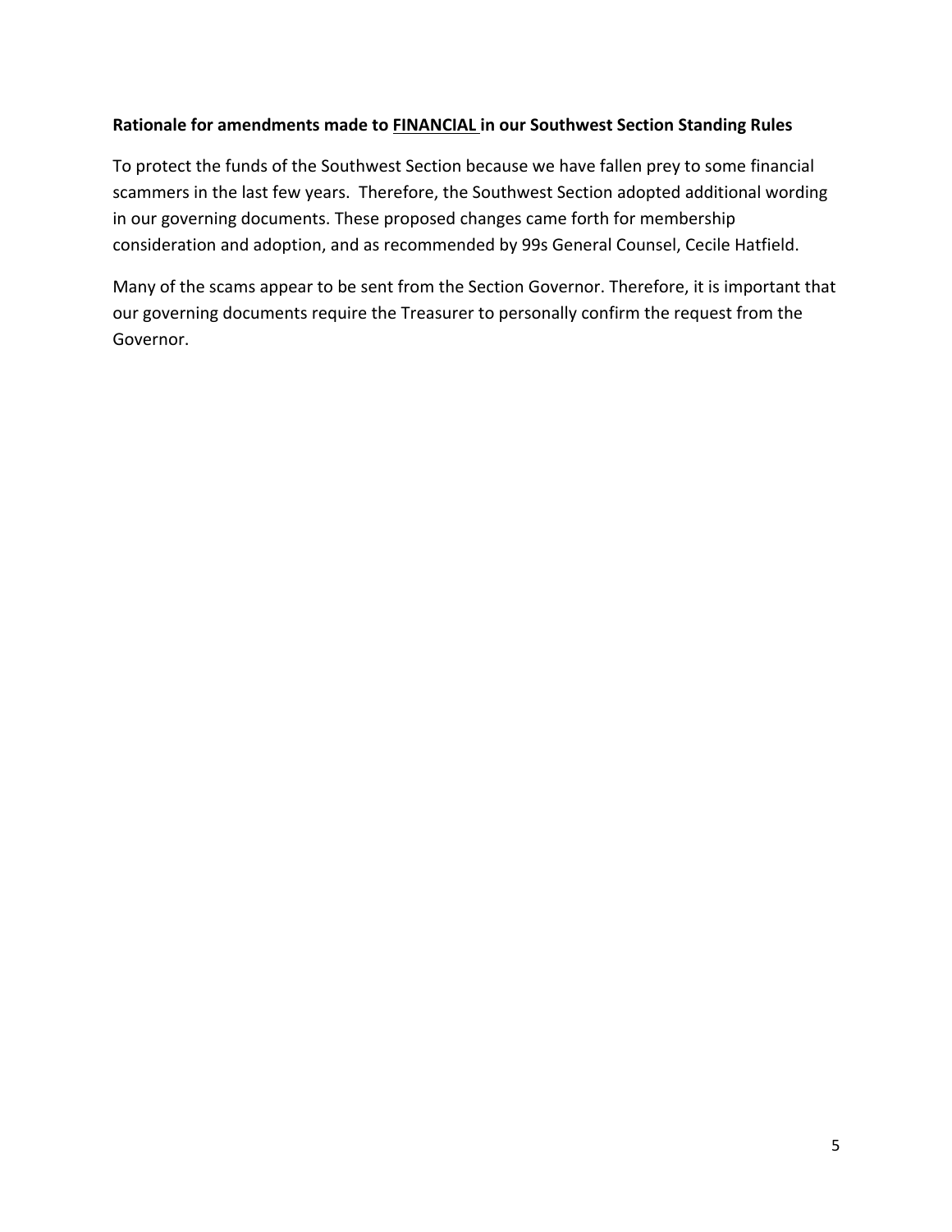**Rationale for amendments made to <u>FINANCIAL</u> in our Southwest Section Standing Rules**

To protect the funds of the Southwest Section because we have fallen prey to some financial scammers in the last few years. Therefore, the Southwest Section adopted additional wording in our governing documents. These proposed changes came forth for membership consideration and adoption, and as recommended by 99s General Counsel, Cecile Hatfield.

Many of the scams appear to be sent from the Section Governor. Therefore, it is important that our governing documents require the Treasurer to personally confirm the request from the Governor.